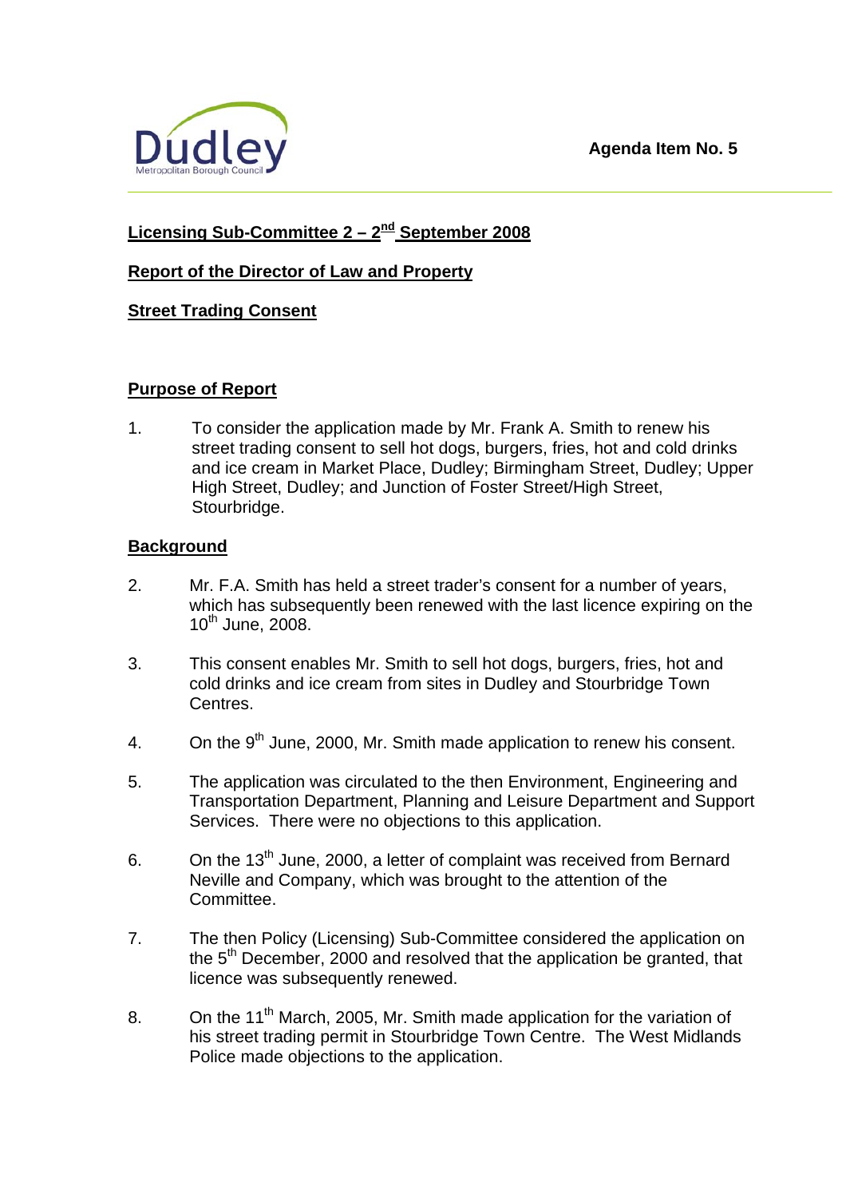Agenda Item No. 5

**Licensing Sub-Committee 2 – 2nd September 2008**

**Report of the Director of Law and Property**

**Street Trading Consent**

**Purpose of Report**

1. To consider the application made by Mr. Frank A. Smith to renew his street trading consent to sell hot dogs, burgers, fries, hot and cold drinks and ice cream in Market Place, Dudley; Birmingham Street, Dudley; Upper High Street, Dudley; and Junction of Foster Street/High Street, Stourbridge.

**Background**

2. Mr. F.A. Smith has held a street trader's consent for a number of years, which has subsequently been renewed with the last licence expiring on the 10th June, 2008.

3. This consent enables Mr. Smith to sell hot dogs, burgers, fries, hot and cold drinks and ice cream from sites in Dudley and Stourbridge Town Centres.

4. On the 9th June, 2000, Mr. Smith made application to renew his consent.

5. The application was circulated to the then Environment, Engineering and Transportation Department, Planning and Leisure Department and Support Services. There were no objections to this application.

6. On the 13th June, 2000, a letter of complaint was received from Bernard Neville and Company, which was brought to the attention of the Committee.

7. The then Policy (Licensing) Sub-Committee considered the application on the 5th December, 2000 and resolved that the application be granted, that licence was subsequently renewed.

8. On the 11th March, 2005, Mr. Smith made application for the variation of his street trading permit in Stourbridge Town Centre. The West Midlands Police made objections to the application.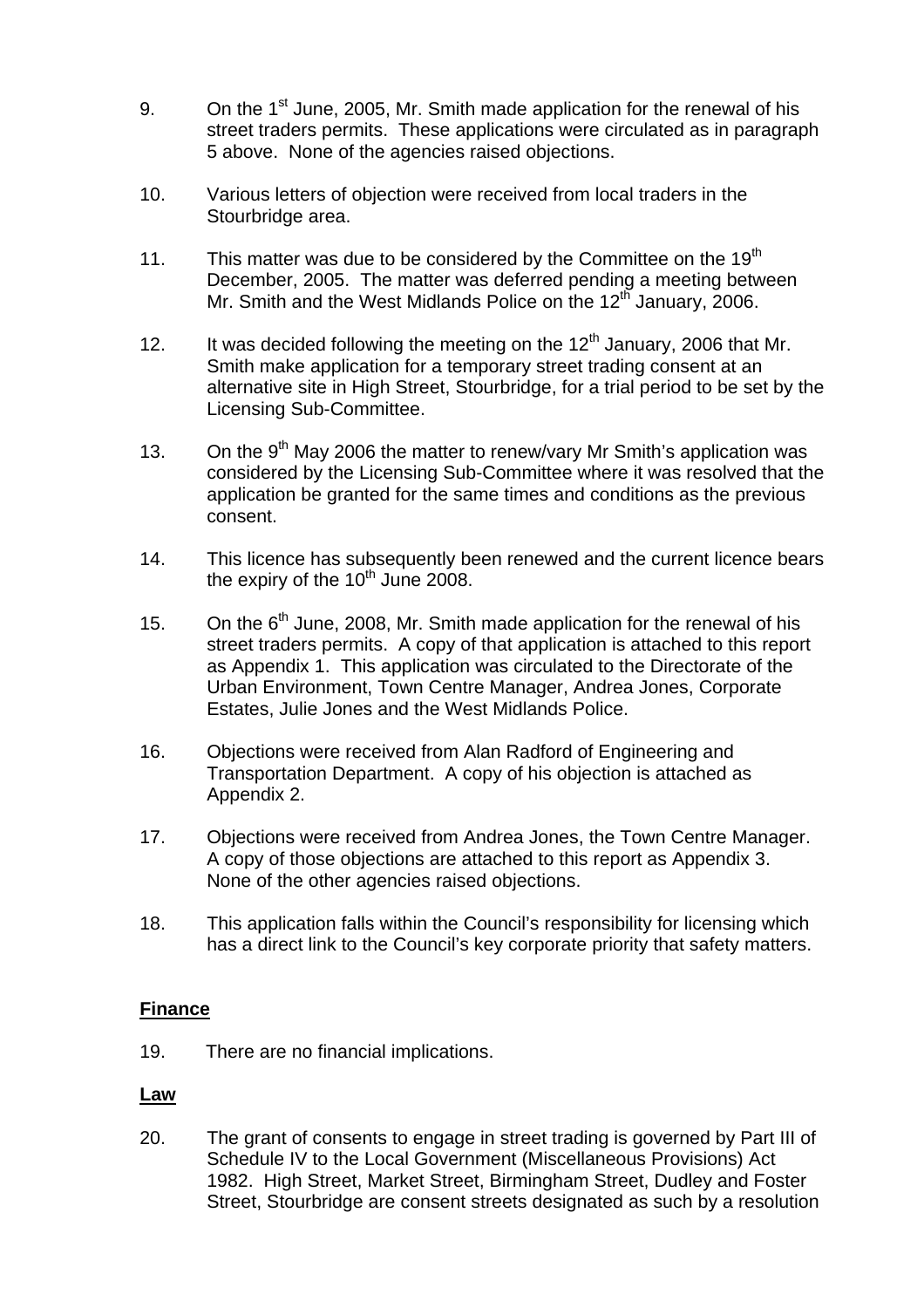9. On the 1st June, 2005, Mr. Smith made application for the renewal of his street traders permits. These applications were circulated as in paragraph 5 above. None of the agencies raised objections.

10. Various letters of objection were received from local traders in the Stourbridge area.

11. This matter was due to be considered by the Committee on the 19th December, 2005. The matter was deferred pending a meeting between Mr. Smith and the West Midlands Police on the 12th January, 2006.

12. It was decided following the meeting on the 12th January, 2006 that Mr. Smith make application for a temporary street trading consent at an alternative site in High Street, Stourbridge, for a trial period to be set by the Licensing Sub-Committee.

13. On the 9th May 2006 the matter to renew/vary Mr Smith's application was considered by the Licensing Sub-Committee where it was resolved that the application be granted for the same times and conditions as the previous consent.

14. This licence has subsequently been renewed and the current licence bears the expiry of the 10th June 2008.

15. On the 6th June, 2008, Mr. Smith made application for the renewal of his street traders permits. A copy of that application is attached to this report as Appendix 1. This application was circulated to the Directorate of the Urban Environment, Town Centre Manager, Andrea Jones, Corporate Estates, Julie Jones and the West Midlands Police.

16. Objections were received from Alan Radford of Engineering and Transportation Department. A copy of his objection is attached as Appendix 2.

17. Objections were received from Andrea Jones, the Town Centre Manager. A copy of those objections are attached to this report as Appendix 3. None of the other agencies raised objections.

18. This application falls within the Council's responsibility for licensing which has a direct link to the Council's key corporate priority that safety matters.

**Finance**

19. There are no financial implications.

**Law**

20. The grant of consents to engage in street trading is governed by Part III of Schedule IV to the Local Government (Miscellaneous Provisions) Act 1982. High Street, Market Street, Birmingham Street, Dudley and Foster Street, Stourbridge are consent streets designated as such by a resolution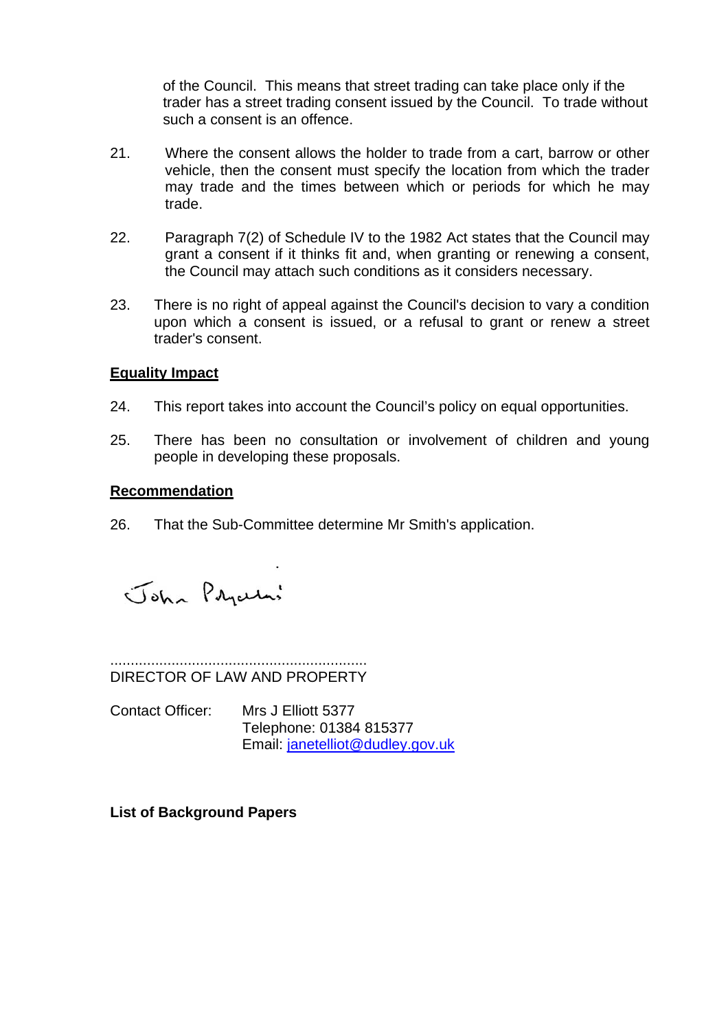of the Council. This means that street trading can take place only if the trader has a street trading consent issued by the Council. To trade without such a consent is an offence.

21. Where the consent allows the holder to trade from a cart, barrow or other vehicle, then the consent must specify the location from which the trader may trade and the times between which or periods for which he may trade.

22. Paragraph 7(2) of Schedule IV to the 1982 Act states that the Council may grant a consent if it thinks fit and, when granting or renewing a consent, the Council may attach such conditions as it considers necessary.

23. There is no right of appeal against the Council's decision to vary a condition upon which a consent is issued, or a refusal to grant or renew a street trader's consent.

**Equality Impact**

24. This report takes into account the Council's policy on equal opportunities.

25. There has been no consultation or involvement of children and young people in developing these proposals.

**Recommendation**

26. That the Sub-Committee determine Mr Smith's application.

John Polychronakis

..............................................................
DIRECTOR OF LAW AND PROPERTY

Contact Officer: Mrs J Elliott 5377
Telephone: 01384 815377
Email: janetelliot@dudley.gov.uk

**List of Background Papers**